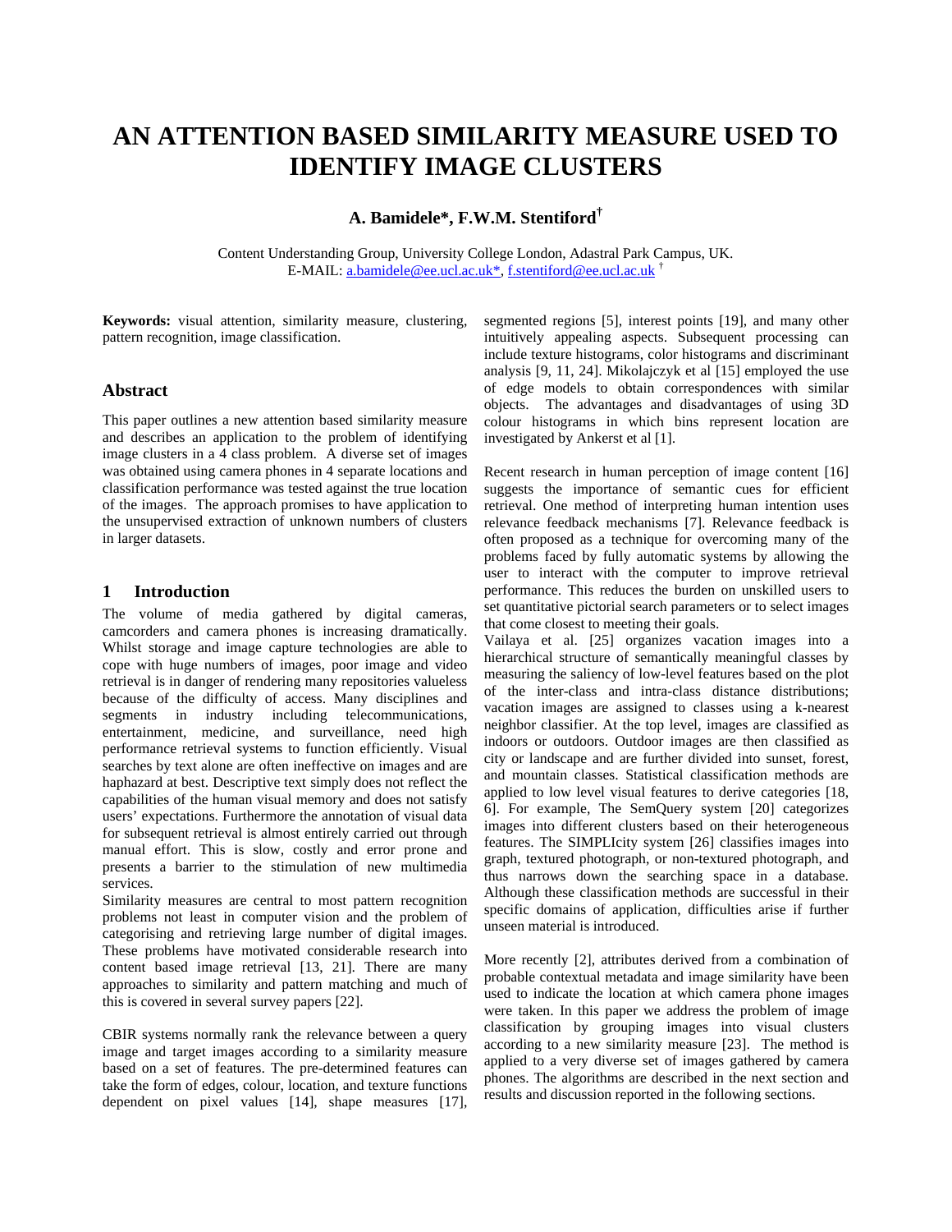# AN ATTENTION BASED SIMILARITY MEASURE USED TO IDENTIFY IMAGE CLUSTERS

**A. Bamidele\*, F.W.M. Stentiford†**

Content Understanding Group, University College London, Adastral Park Campus, UK.
E-MAIL: a.bamidele@ee.ucl.ac.uk\*, f.stentiford@ee.ucl.ac.uk †

**Keywords:** visual attention, similarity measure, clustering, pattern recognition, image classification.

## Abstract

This paper outlines a new attention based similarity measure and describes an application to the problem of identifying image clusters in a 4 class problem. A diverse set of images was obtained using camera phones in 4 separate locations and classification performance was tested against the true location of the images. The approach promises to have application to the unsupervised extraction of unknown numbers of clusters in larger datasets.

## 1 Introduction

The volume of media gathered by digital cameras, camcorders and camera phones is increasing dramatically. Whilst storage and image capture technologies are able to cope with huge numbers of images, poor image and video retrieval is in danger of rendering many repositories valueless because of the difficulty of access. Many disciplines and segments in industry including telecommunications, entertainment, medicine, and surveillance, need high performance retrieval systems to function efficiently. Visual searches by text alone are often ineffective on images and are haphazard at best. Descriptive text simply does not reflect the capabilities of the human visual memory and does not satisfy users' expectations. Furthermore the annotation of visual data for subsequent retrieval is almost entirely carried out through manual effort. This is slow, costly and error prone and presents a barrier to the stimulation of new multimedia services.

Similarity measures are central to most pattern recognition problems not least in computer vision and the problem of categorising and retrieving large number of digital images. These problems have motivated considerable research into content based image retrieval [13, 21]. There are many approaches to similarity and pattern matching and much of this is covered in several survey papers [22].

CBIR systems normally rank the relevance between a query image and target images according to a similarity measure based on a set of features. The pre-determined features can take the form of edges, colour, location, and texture functions dependent on pixel values [14], shape measures [17], segmented regions [5], interest points [19], and many other intuitively appealing aspects. Subsequent processing can include texture histograms, color histograms and discriminant analysis [9, 11, 24]. Mikolajczyk et al [15] employed the use of edge models to obtain correspondences with similar objects. The advantages and disadvantages of using 3D colour histograms in which bins represent location are investigated by Ankerst et al [1].

Recent research in human perception of image content [16] suggests the importance of semantic cues for efficient retrieval. One method of interpreting human intention uses relevance feedback mechanisms [7]. Relevance feedback is often proposed as a technique for overcoming many of the problems faced by fully automatic systems by allowing the user to interact with the computer to improve retrieval performance. This reduces the burden on unskilled users to set quantitative pictorial search parameters or to select images that come closest to meeting their goals.

Vailaya et al. [25] organizes vacation images into a hierarchical structure of semantically meaningful classes by measuring the saliency of low-level features based on the plot of the inter-class and intra-class distance distributions; vacation images are assigned to classes using a k-nearest neighbor classifier. At the top level, images are classified as indoors or outdoors. Outdoor images are then classified as city or landscape and are further divided into sunset, forest, and mountain classes. Statistical classification methods are applied to low level visual features to derive categories [18, 6]. For example, The SemQuery system [20] categorizes images into different clusters based on their heterogeneous features. The SIMPLIcity system [26] classifies images into graph, textured photograph, or non-textured photograph, and thus narrows down the searching space in a database. Although these classification methods are successful in their specific domains of application, difficulties arise if further unseen material is introduced.

More recently [2], attributes derived from a combination of probable contextual metadata and image similarity have been used to indicate the location at which camera phone images were taken. In this paper we address the problem of image classification by grouping images into visual clusters according to a new similarity measure [23]. The method is applied to a very diverse set of images gathered by camera phones. The algorithms are described in the next section and results and discussion reported in the following sections.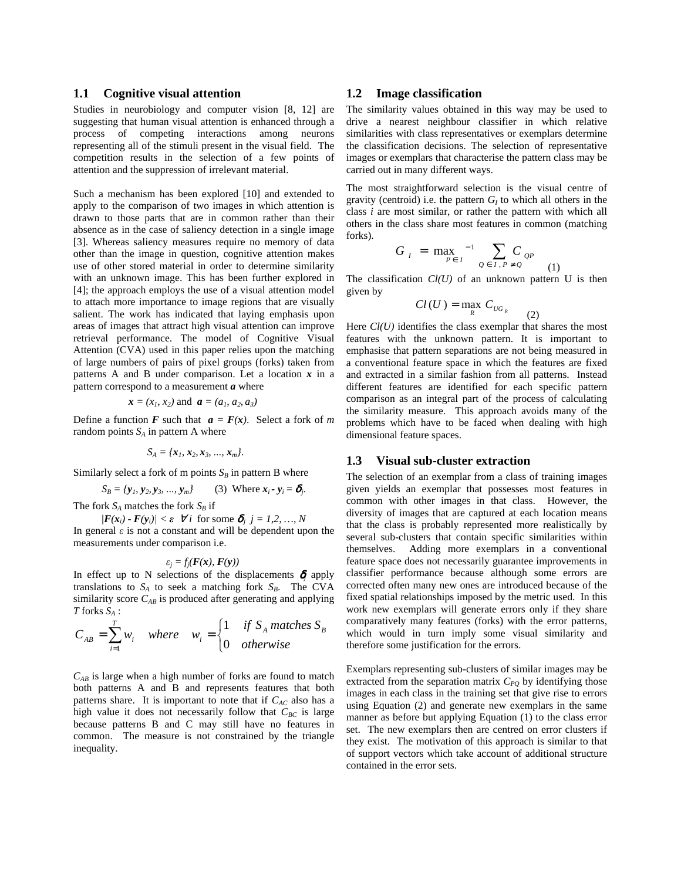## 1.1 Cognitive visual attention

Studies in neurobiology and computer vision [8, 12] are suggesting that human visual attention is enhanced through a process of competing interactions among neurons representing all of the stimuli present in the visual field. The competition results in the selection of a few points of attention and the suppression of irrelevant material.

Such a mechanism has been explored [10] and extended to apply to the comparison of two images in which attention is drawn to those parts that are in common rather than their absence as in the case of saliency detection in a single image [3]. Whereas saliency measures require no memory of data other than the image in question, cognitive attention makes use of other stored material in order to determine similarity with an unknown image. This has been further explored in [4]; the approach employs the use of a visual attention model to attach more importance to image regions that are visually salient. The work has indicated that laying emphasis upon areas of images that attract high visual attention can improve retrieval performance. The model of Cognitive Visual Attention (CVA) used in this paper relies upon the matching of large numbers of pairs of pixel groups (forks) taken from patterns A and B under comparison. Let a location $\boldsymbol{x}$ in a pattern correspond to a measurement $\boldsymbol{a}$ where

$$\boldsymbol{x} = (x_1, x_2) \text{ and } \boldsymbol{a} = (a_1, a_2, a_3)$$

Define a function $\boldsymbol{F}$ such that $\boldsymbol{a} = \boldsymbol{F}(\boldsymbol{x})$. Select a fork of $m$ random points $S_A$ in pattern A where

$$S_A = \{\boldsymbol{x}_1, \boldsymbol{x}_2, \boldsymbol{x}_3, ..., \boldsymbol{x}_m\}.$$

Similarly select a fork of m points $S_B$ in pattern B where

$$S_B = \{\boldsymbol{y}_1, \boldsymbol{y}_2, \boldsymbol{y}_3, ..., \boldsymbol{y}_m\} \qquad (3) \quad \text{Where } \boldsymbol{x}_i - \boldsymbol{y}_i = \boldsymbol{\delta}_j.$$

The fork $S_A$ matches the fork $S_B$ if

$$|\boldsymbol{F}(\boldsymbol{x}_i) - \boldsymbol{F}(\boldsymbol{y}_i)| < \boldsymbol{\varepsilon} \quad \forall i \text{ for some } \boldsymbol{\delta}_j \; j = 1,2, \ldots, N$$

In general $\varepsilon$ is not a constant and will be dependent upon the measurements under comparison i.e.

$$\varepsilon_j = f_j(\boldsymbol{F}(\boldsymbol{x}), \boldsymbol{F}(\boldsymbol{y}))$$

In effect up to N selections of the displacements $\boldsymbol{\delta}_j$ apply translations to $S_A$ to seek a matching fork $S_B$. The CVA similarity score $C_{AB}$ is produced after generating and applying $T$ forks $S_A$ :

$$C_{AB} = \sum_{i=1}^{T} w_i \quad where \quad w_i = \begin{cases} 1 & if \ S_A \ matches \ S_B \\ 0 & otherwise \end{cases}$$

$C_{AB}$ is large when a high number of forks are found to match both patterns A and B and represents features that both patterns share. It is important to note that if $C_{AC}$ also has a high value it does not necessarily follow that $C_{BC}$ is large because patterns B and C may still have no features in common. The measure is not constrained by the triangle inequality.

## 1.2 Image classification

The similarity values obtained in this way may be used to drive a nearest neighbour classifier in which relative similarities with class representatives or exemplars determine the classification decisions. The selection of representative images or exemplars that characterise the pattern class may be carried out in many different ways.

The most straightforward selection is the visual centre of gravity (centroid) i.e. the pattern $G_I$ to which all others in the class $i$ are most similar, or rather the pattern with which all others in the class share most features in common (matching forks).

$$G_I = \max_{P \in I}{}^{-1} \sum_{Q \in I, P \neq Q} C_{QP} \qquad (1)$$

The classification $Cl(U)$ of an unknown pattern U is then given by

$$Cl(U) = \max_{R} C_{UG_R} \qquad (2)$$

Here $Cl(U)$ identifies the class exemplar that shares the most features with the unknown pattern. It is important to emphasise that pattern separations are not being measured in a conventional feature space in which the features are fixed and extracted in a similar fashion from all patterns. Instead different features are identified for each specific pattern comparison as an integral part of the process of calculating the similarity measure. This approach avoids many of the problems which have to be faced when dealing with high dimensional feature spaces.

## 1.3 Visual sub-cluster extraction

The selection of an exemplar from a class of training images given yields an exemplar that possesses most features in common with other images in that class. However, the diversity of images that are captured at each location means that the class is probably represented more realistically by several sub-clusters that contain specific similarities within themselves. Adding more exemplars in a conventional feature space does not necessarily guarantee improvements in classifier performance because although some errors are corrected often many new ones are introduced because of the fixed spatial relationships imposed by the metric used. In this work new exemplars will generate errors only if they share comparatively many features (forks) with the error patterns, which would in turn imply some visual similarity and therefore some justification for the errors.

Exemplars representing sub-clusters of similar images may be extracted from the separation matrix $C_{PQ}$ by identifying those images in each class in the training set that give rise to errors using Equation (2) and generate new exemplars in the same manner as before but applying Equation (1) to the class error set. The new exemplars then are centred on error clusters if they exist. The motivation of this approach is similar to that of support vectors which take account of additional structure contained in the error sets.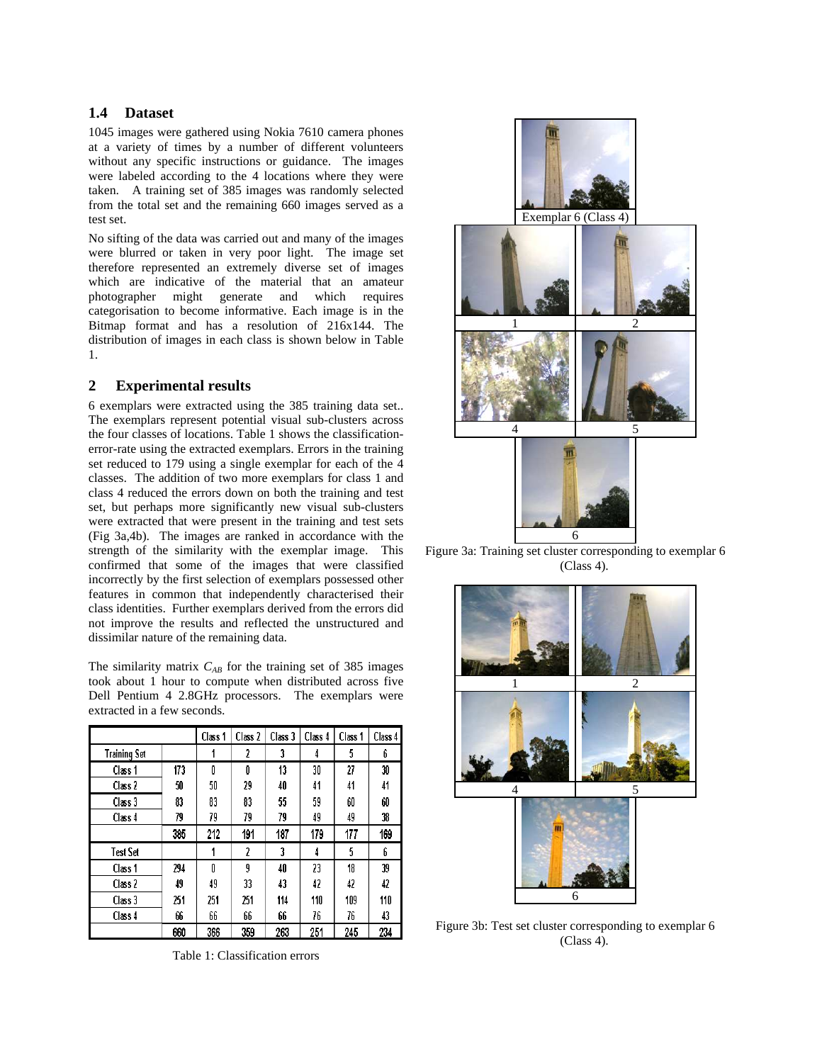### 1.4 Dataset

1045 images were gathered using Nokia 7610 camera phones at a variety of times by a number of different volunteers without any specific instructions or guidance. The images were labeled according to the 4 locations where they were taken. A training set of 385 images was randomly selected from the total set and the remaining 660 images served as a test set.

No sifting of the data was carried out and many of the images were blurred or taken in very poor light. The image set therefore represented an extremely diverse set of images which are indicative of the material that an amateur photographer might generate and which requires categorisation to become informative. Each image is in the Bitmap format and has a resolution of 216x144. The distribution of images in each class is shown below in Table 1.

## 2 Experimental results

6 exemplars were extracted using the 385 training data set.. The exemplars represent potential visual sub-clusters across the four classes of locations. Table 1 shows the classification-error-rate using the extracted exemplars. Errors in the training set reduced to 179 using a single exemplar for each of the 4 classes. The addition of two more exemplars for class 1 and class 4 reduced the errors down on both the training and test set, but perhaps more significantly new visual sub-clusters were extracted that were present in the training and test sets (Fig 3a,4b). The images are ranked in accordance with the strength of the similarity with the exemplar image. This confirmed that some of the images that were classified incorrectly by the first selection of exemplars possessed other features in common that independently characterised their class identities. Further exemplars derived from the errors did not improve the results and reflected the unstructured and dissimilar nature of the remaining data.

The similarity matrix $C_{AB}$ for the training set of 385 images took about 1 hour to compute when distributed across five Dell Pentium 4 2.8GHz processors. The exemplars were extracted in a few seconds.

| | | Class 1 | Class 2 | Class 3 | Class 4 | Class 1 | Class 4 |
|---|---|---|---|---|---|---|---|
| Training Set | | 1 | 2 | 3 | 4 | 5 | 6 |
| Class 1 | 173 | 0 | 0 | 13 | 30 | 27 | 30 |
| Class 2 | 50 | 50 | 29 | 40 | 41 | 41 | 41 |
| Class 3 | 83 | 83 | 83 | 55 | 59 | 60 | 60 |
| Class 4 | 79 | 79 | 79 | 79 | 49 | 49 | 38 |
| | 385 | 212 | 191 | 187 | 179 | 177 | 169 |
| Test Set | | 1 | 2 | 3 | 4 | 5 | 6 |
| Class 1 | 294 | 0 | 9 | 40 | 23 | 18 | 39 |
| Class 2 | 49 | 49 | 33 | 43 | 42 | 42 | 42 |
| Class 3 | 251 | 251 | 251 | 114 | 110 | 109 | 110 |
| Class 4 | 66 | 66 | 66 | 66 | 76 | 76 | 43 |
| | 660 | 366 | 359 | 263 | 251 | 245 | 234 |

Table 1: Classification errors

Figure 3a: Training set cluster corresponding to exemplar 6 (Class 4).

Figure 3b: Test set cluster corresponding to exemplar 6 (Class 4).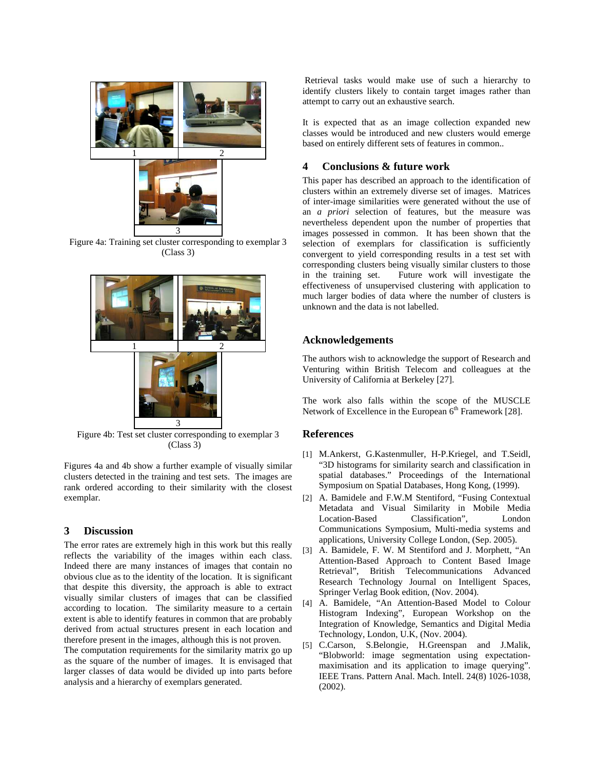Figure 4a: Training set cluster corresponding to exemplar 3 (Class 3)

Figure 4b: Test set cluster corresponding to exemplar 3 (Class 3)

Figures 4a and 4b show a further example of visually similar clusters detected in the training and test sets. The images are rank ordered according to their similarity with the closest exemplar.

## 3 Discussion

The error rates are extremely high in this work but this really reflects the variability of the images within each class. Indeed there are many instances of images that contain no obvious clue as to the identity of the location. It is significant that despite this diversity, the approach is able to extract visually similar clusters of images that can be classified according to location. The similarity measure to a certain extent is able to identify features in common that are probably derived from actual structures present in each location and therefore present in the images, although this is not proven.

The computation requirements for the similarity matrix go up as the square of the number of images. It is envisaged that larger classes of data would be divided up into parts before analysis and a hierarchy of exemplars generated.

Retrieval tasks would make use of such a hierarchy to identify clusters likely to contain target images rather than attempt to carry out an exhaustive search.

It is expected that as an image collection expanded new classes would be introduced and new clusters would emerge based on entirely different sets of features in common..

## 4 Conclusions & future work

This paper has described an approach to the identification of clusters within an extremely diverse set of images. Matrices of inter-image similarities were generated without the use of an *a priori* selection of features, but the measure was nevertheless dependent upon the number of properties that images possessed in common. It has been shown that the selection of exemplars for classification is sufficiently convergent to yield corresponding results in a test set with corresponding clusters being visually similar clusters to those in the training set. Future work will investigate the effectiveness of unsupervised clustering with application to much larger bodies of data where the number of clusters is unknown and the data is not labelled.

## Acknowledgements

The authors wish to acknowledge the support of Research and Venturing within British Telecom and colleagues at the University of California at Berkeley [27].

The work also falls within the scope of the MUSCLE Network of Excellence in the European 6th Framework [28].

## References

[1] M.Ankerst, G.Kastenmuller, H-P.Kriegel, and T.Seidl, "3D histograms for similarity search and classification in spatial databases." Proceedings of the International Symposium on Spatial Databases, Hong Kong, (1999).

[2] A. Bamidele and F.W.M Stentiford, "Fusing Contextual Metadata and Visual Similarity in Mobile Media Location-Based Classification", London Communications Symposium, Multi-media systems and applications, University College London, (Sep. 2005).

[3] A. Bamidele, F. W. M Stentiford and J. Morphett, "An Attention-Based Approach to Content Based Image Retrieval", British Telecommunications Advanced Research Technology Journal on Intelligent Spaces, Springer Verlag Book edition, (Nov. 2004).

[4] A. Bamidele, "An Attention-Based Model to Colour Histogram Indexing", European Workshop on the Integration of Knowledge, Semantics and Digital Media Technology, London, U.K, (Nov. 2004).

[5] C.Carson, S.Belongie, H.Greenspan and J.Malik, "Blobworld: image segmentation using expectation-maximisation and its application to image querying". IEEE Trans. Pattern Anal. Mach. Intell. 24(8) 1026-1038, (2002).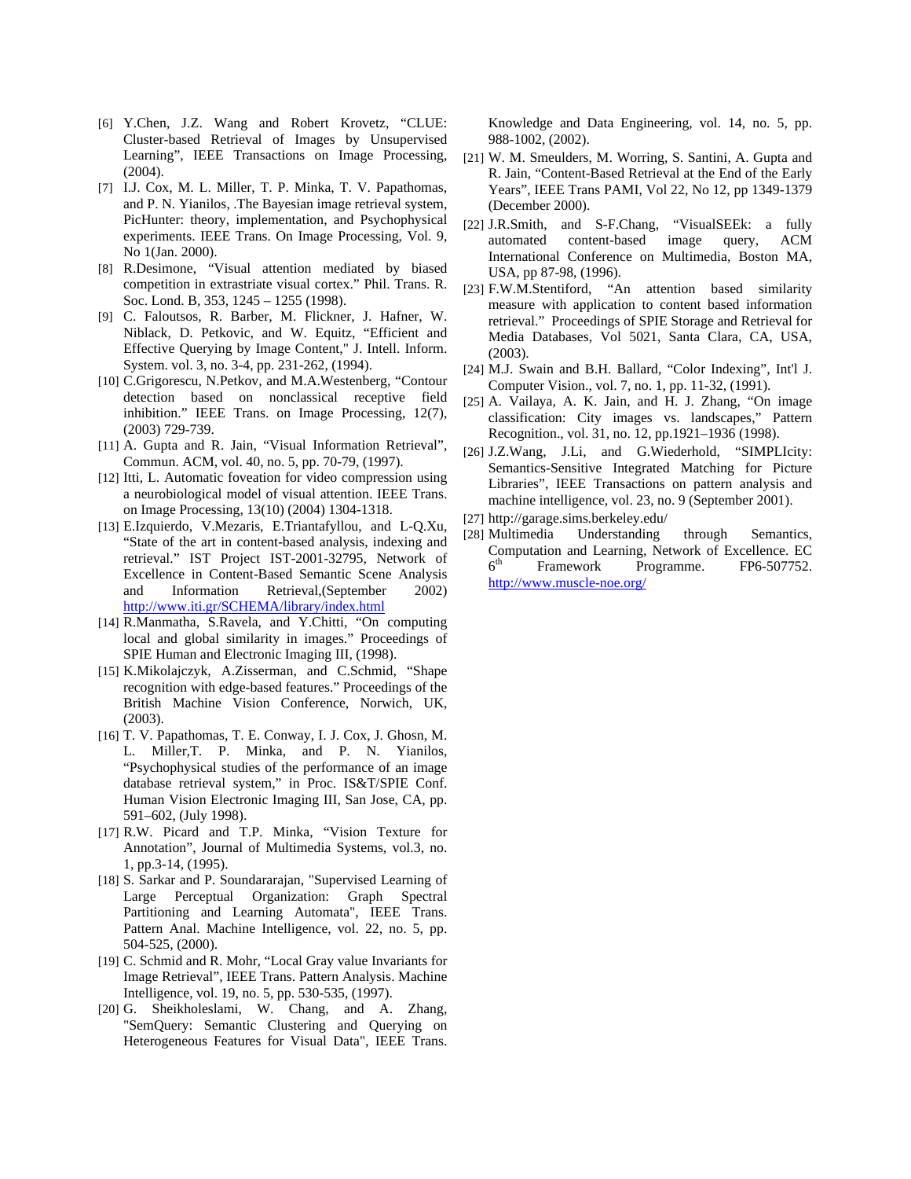[6] Y.Chen, J.Z. Wang and Robert Krovetz, "CLUE: Cluster-based Retrieval of Images by Unsupervised Learning", IEEE Transactions on Image Processing, (2004).

[7] I.J. Cox, M. L. Miller, T. P. Minka, T. V. Papathomas, and P. N. Yianilos, .The Bayesian image retrieval system, PicHunter: theory, implementation, and Psychophysical experiments. IEEE Trans. On Image Processing, Vol. 9, No 1(Jan. 2000).

[8] R.Desimone, "Visual attention mediated by biased competition in extrastriate visual cortex." Phil. Trans. R. Soc. Lond. B, 353, 1245 – 1255 (1998).

[9] C. Faloutsos, R. Barber, M. Flickner, J. Hafner, W. Niblack, D. Petkovic, and W. Equitz, "Efficient and Effective Querying by Image Content," J. Intell. Inform. System. vol. 3, no. 3-4, pp. 231-262, (1994).

[10] C.Grigorescu, N.Petkov, and M.A.Westenberg, "Contour detection based on nonclassical receptive field inhibition." IEEE Trans. on Image Processing, 12(7), (2003) 729-739.

[11] A. Gupta and R. Jain, "Visual Information Retrieval", Commun. ACM, vol. 40, no. 5, pp. 70-79, (1997).

[12] Itti, L. Automatic foveation for video compression using a neurobiological model of visual attention. IEEE Trans. on Image Processing, 13(10) (2004) 1304-1318.

[13] E.Izquierdo, V.Mezaris, E.Triantafyllou, and L-Q.Xu, "State of the art in content-based analysis, indexing and retrieval." IST Project IST-2001-32795, Network of Excellence in Content-Based Semantic Scene Analysis and Information Retrieval,(September 2002) http://www.iti.gr/SCHEMA/library/index.html

[14] R.Manmatha, S.Ravela, and Y.Chitti, "On computing local and global similarity in images." Proceedings of SPIE Human and Electronic Imaging III, (1998).

[15] K.Mikolajczyk, A.Zisserman, and C.Schmid, "Shape recognition with edge-based features." Proceedings of the British Machine Vision Conference, Norwich, UK, (2003).

[16] T. V. Papathomas, T. E. Conway, I. J. Cox, J. Ghosn, M. L. Miller,T. P. Minka, and P. N. Yianilos, "Psychophysical studies of the performance of an image database retrieval system," in Proc. IS&T/SPIE Conf. Human Vision Electronic Imaging III, San Jose, CA, pp. 591–602, (July 1998).

[17] R.W. Picard and T.P. Minka, "Vision Texture for Annotation", Journal of Multimedia Systems, vol.3, no. 1, pp.3-14, (1995).

[18] S. Sarkar and P. Soundararajan, "Supervised Learning of Large Perceptual Organization: Graph Spectral Partitioning and Learning Automata", IEEE Trans. Pattern Anal. Machine Intelligence, vol. 22, no. 5, pp. 504-525, (2000).

[19] C. Schmid and R. Mohr, "Local Gray value Invariants for Image Retrieval", IEEE Trans. Pattern Analysis. Machine Intelligence, vol. 19, no. 5, pp. 530-535, (1997).

[20] G. Sheikholeslami, W. Chang, and A. Zhang, "SemQuery: Semantic Clustering and Querying on Heterogeneous Features for Visual Data", IEEE Trans. Knowledge and Data Engineering, vol. 14, no. 5, pp. 988-1002, (2002).

[21] W. M. Smeulders, M. Worring, S. Santini, A. Gupta and R. Jain, "Content-Based Retrieval at the End of the Early Years", IEEE Trans PAMI, Vol 22, No 12, pp 1349-1379 (December 2000).

[22] J.R.Smith, and S-F.Chang, "VisualSEEk: a fully automated content-based image query, ACM International Conference on Multimedia, Boston MA, USA, pp 87-98, (1996).

[23] F.W.M.Stentiford, "An attention based similarity measure with application to content based information retrieval." Proceedings of SPIE Storage and Retrieval for Media Databases, Vol 5021, Santa Clara, CA, USA, (2003).

[24] M.J. Swain and B.H. Ballard, "Color Indexing", Int'l J. Computer Vision., vol. 7, no. 1, pp. 11-32, (1991).

[25] A. Vailaya, A. K. Jain, and H. J. Zhang, "On image classification: City images vs. landscapes," Pattern Recognition., vol. 31, no. 12, pp.1921–1936 (1998).

[26] J.Z.Wang, J.Li, and G.Wiederhold, "SIMPLIcity: Semantics-Sensitive Integrated Matching for Picture Libraries", IEEE Transactions on pattern analysis and machine intelligence, vol. 23, no. 9 (September 2001).

[27] http://garage.sims.berkeley.edu/

[28] Multimedia Understanding through Semantics, Computation and Learning, Network of Excellence. EC 6th Framework Programme. FP6-507752. http://www.muscle-noe.org/